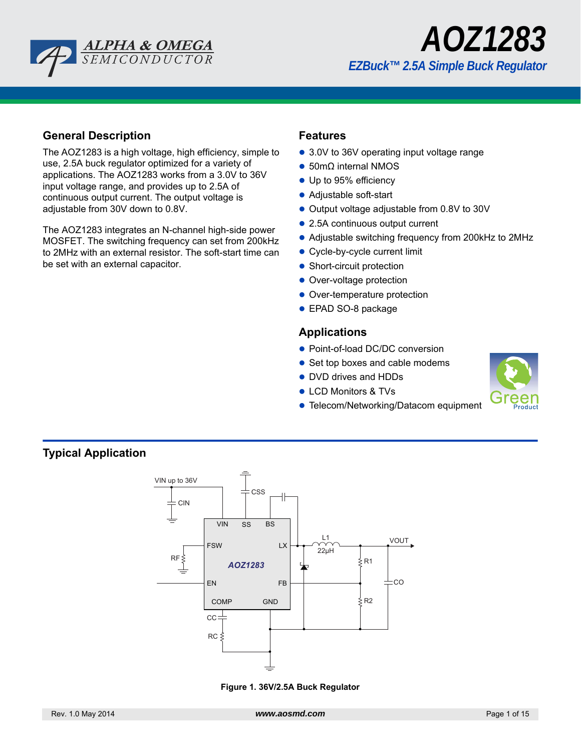# AOZ1283

*EZBuck™ 2.5A Simple Buck Regulator*

## General Description

The AOZ1283 is a high voltage, high efficiency, simple to use, 2.5A buck regulator optimized for a variety of applications. The AOZ1283 works from a 3.0V to 36V input voltage range, and provides up to 2.5A of continuous output current. The output voltage is adjustable from 30V down to 0.8V.

The AOZ1283 integrates an N-channel high-side power MOSFET. The switching frequency can set from 200kHz to 2MHz with an external resistor. The soft-start time can be set with an external capacitor.

## Features

- 3.0V to 36V operating input voltage range
- 50mΩ internal NMOS
- Up to 95% efficiency
- Adjustable soft-start
- Output voltage adjustable from 0.8V to 30V
- 2.5A continuous output current
- Adjustable switching frequency from 200kHz to 2MHz
- Cycle-by-cycle current limit
- Short-circuit protection
- Over-voltage protection
- Over-temperature protection
- EPAD SO-8 package

## Applications

- Point-of-load DC/DC conversion
- Set top boxes and cable modems
- DVD drives and HDDs
- LCD Monitors & TVs
- Telecom/Networking/Datacom equipment

## Typical Application

VIN up to 36V
CIN
CSS
VIN SS BS
FSW
LX
RF
AOZ1283
EN
FB
COMP GND
CC
RC
L1
22µH
VOUT
R1
R2
CO

**Figure 1. 36V/2.5A Buck Regulator**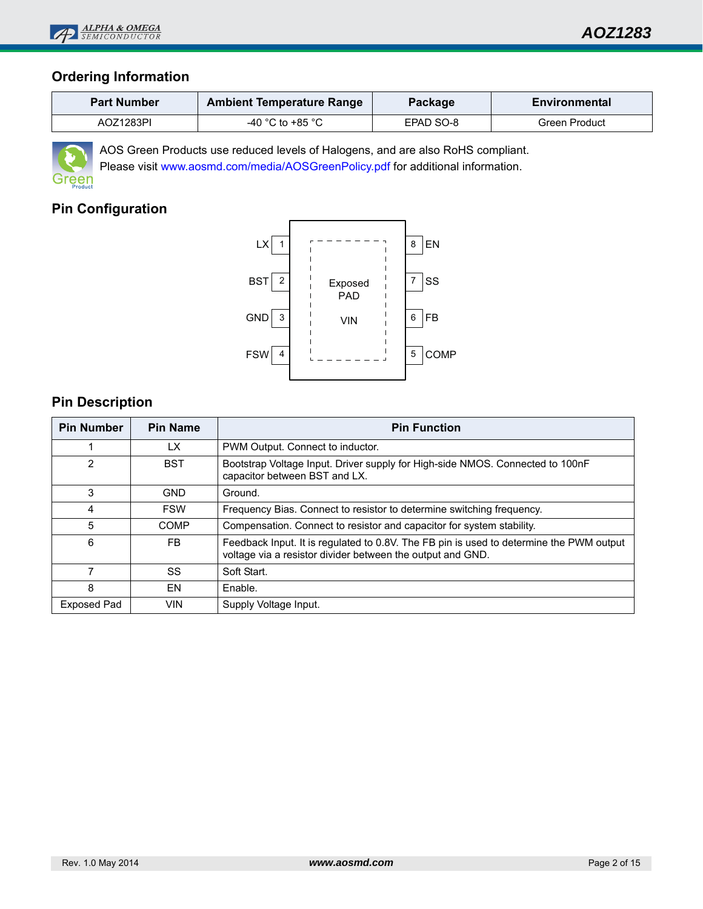## Ordering Information

| Part Number | Ambient Temperature Range | Package | Environmental |
|---|---|---|---|
| AOZ1283PI | -40 °C to +85 °C | EPAD SO-8 | Green Product |

AOS Green Products use reduced levels of Halogens, and are also RoHS compliant.
Please visit www.aosmd.com/media/AOSGreenPolicy.pdf for additional information.

## Pin Configuration

LX 1
BST 2
GND 3
FSW 4
8 EN
7 SS
6 FB
5 COMP

Exposed PAD
VIN

## Pin Description

| Pin Number | Pin Name | Pin Function |
|---|---|---|
| 1 | LX | PWM Output. Connect to inductor. |
| 2 | BST | Bootstrap Voltage Input. Driver supply for High-side NMOS. Connected to 100nF capacitor between BST and LX. |
| 3 | GND | Ground. |
| 4 | FSW | Frequency Bias. Connect to resistor to determine switching frequency. |
| 5 | COMP | Compensation. Connect to resistor and capacitor for system stability. |
| 6 | FB | Feedback Input. It is regulated to 0.8V. The FB pin is used to determine the PWM output voltage via a resistor divider between the output and GND. |
| 7 | SS | Soft Start. |
| 8 | EN | Enable. |
| Exposed Pad | VIN | Supply Voltage Input. |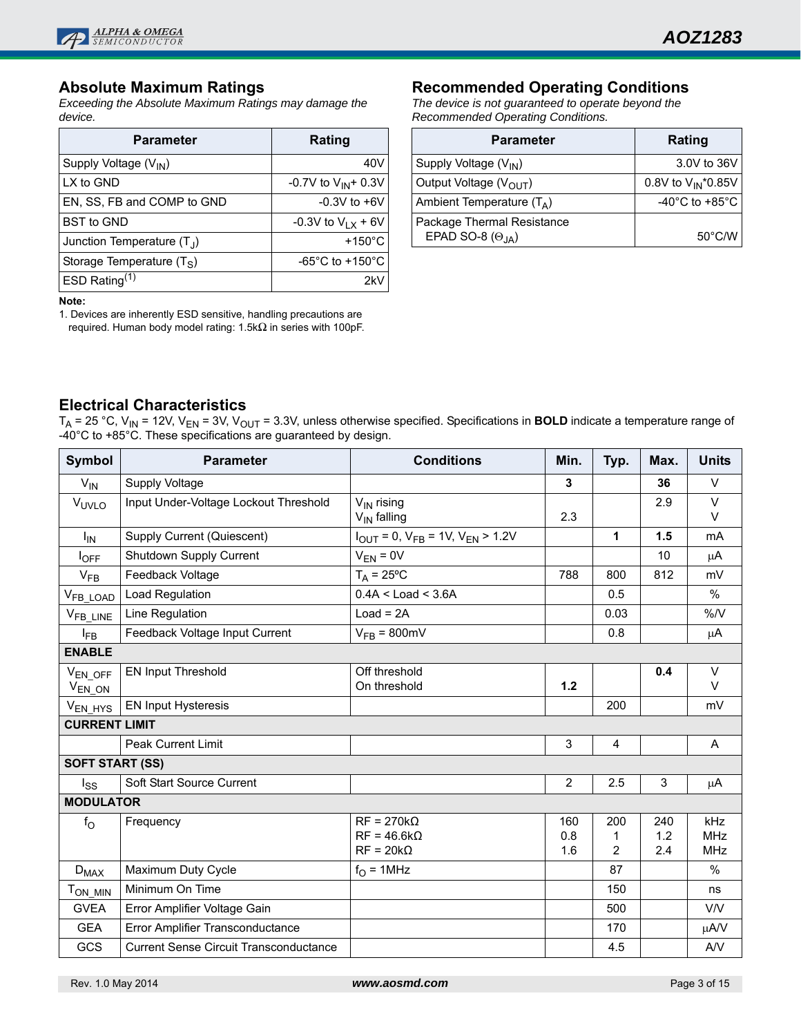## Absolute Maximum Ratings

*Exceeding the Absolute Maximum Ratings may damage the device.*

| Parameter | Rating |
|---|---|
| Supply Voltage ($V_{IN}$) | 40V |
| LX to GND | -0.7V to $V_{IN}$+ 0.3V |
| EN, SS, FB and COMP to GND | -0.3V to +6V |
| BST to GND | -0.3V to $V_{LX}$ + 6V |
| Junction Temperature ($T_J$) | +150°C |
| Storage Temperature ($T_S$) | -65°C to +150°C |
| ESD Rating[1] | 2kV |

**Note:**

1. Devices are inherently ESD sensitive, handling precautions are required. Human body model rating: 1.5kΩ in series with 100pF.

## Recommended Operating Conditions

*The device is not guaranteed to operate beyond the Recommended Operating Conditions.*

| Parameter | Rating |
|---|---|
| Supply Voltage ($V_{IN}$) | 3.0V to 36V |
| Output Voltage ($V_{OUT}$) | 0.8V to $V_{IN}$*0.85V |
| Ambient Temperature ($T_A$) | -40°C to +85°C |
| Package Thermal Resistance EPAD SO-8 ($\Theta_{JA}$) | 50°C/W |

## Electrical Characteristics

$T_A$ = 25 °C, $V_{IN}$ = 12V, $V_{EN}$ = 3V, $V_{OUT}$ = 3.3V, unless otherwise specified. Specifications in **BOLD** indicate a temperature range of -40°C to +85°C. These specifications are guaranteed by design.

| Symbol | Parameter | Conditions | Min. | Typ. | Max. | Units |
|---|---|---|---|---|---|---|
| $V_{IN}$ | Supply Voltage | | **3** | | **36** | V |
| $V_{UVLO}$ | Input Under-Voltage Lockout Threshold | $V_{IN}$ rising<br>$V_{IN}$ falling | <br>2.3 | | 2.9<br> | V<br>V |
| $I_{IN}$ | Supply Current (Quiescent) | $I_{OUT}$ = 0, $V_{FB}$ = 1V, $V_{EN}$ > 1.2V | | **1** | **1.5** | mA |
| $I_{OFF}$ | Shutdown Supply Current | $V_{EN}$ = 0V | | | 10 | μA |
| $V_{FB}$ | Feedback Voltage | $T_A$ = 25ºC | 788 | 800 | 812 | mV |
| $V_{FB\_LOAD}$ | Load Regulation | 0.4A < Load < 3.6A | | 0.5 | | % |
| $V_{FB\_LINE}$ | Line Regulation | Load = 2A | | 0.03 | | %/V |
| $I_{FB}$ | Feedback Voltage Input Current | $V_{FB}$ = 800mV | | 0.8 | | μA |
| **ENABLE** | | | | | | |
| $V_{EN\_OFF}$<br>$V_{EN\_ON}$ | EN Input Threshold | Off threshold<br>On threshold | <br>**1.2** | | **0.4**<br> | V<br>V |
| $V_{EN\_HYS}$ | EN Input Hysteresis | | | 200 | | mV |
| **CURRENT LIMIT** | | | | | | |
| | Peak Current Limit | | 3 | 4 | | A |
| **SOFT START (SS)** | | | | | | |
| $I_{SS}$ | Soft Start Source Current | | 2 | 2.5 | 3 | μA |
| **MODULATOR** | | | | | | |
| $f_O$ | Frequency | RF = 270kΩ<br>RF = 46.6kΩ<br>RF = 20kΩ | 160<br>0.8<br>1.6 | 200<br>1<br>2 | 240<br>1.2<br>2.4 | kHz<br>MHz<br>MHz |
| $D_{MAX}$ | Maximum Duty Cycle | $f_O$ = 1MHz | | 87 | | % |
| $T_{ON\_MIN}$ | Minimum On Time | | | 150 | | ns |
| GVEA | Error Amplifier Voltage Gain | | | 500 | | V/V |
| GEA | Error Amplifier Transconductance | | | 170 | | μA/V |
| GCS | Current Sense Circuit Transconductance | | | 4.5 | | A/V |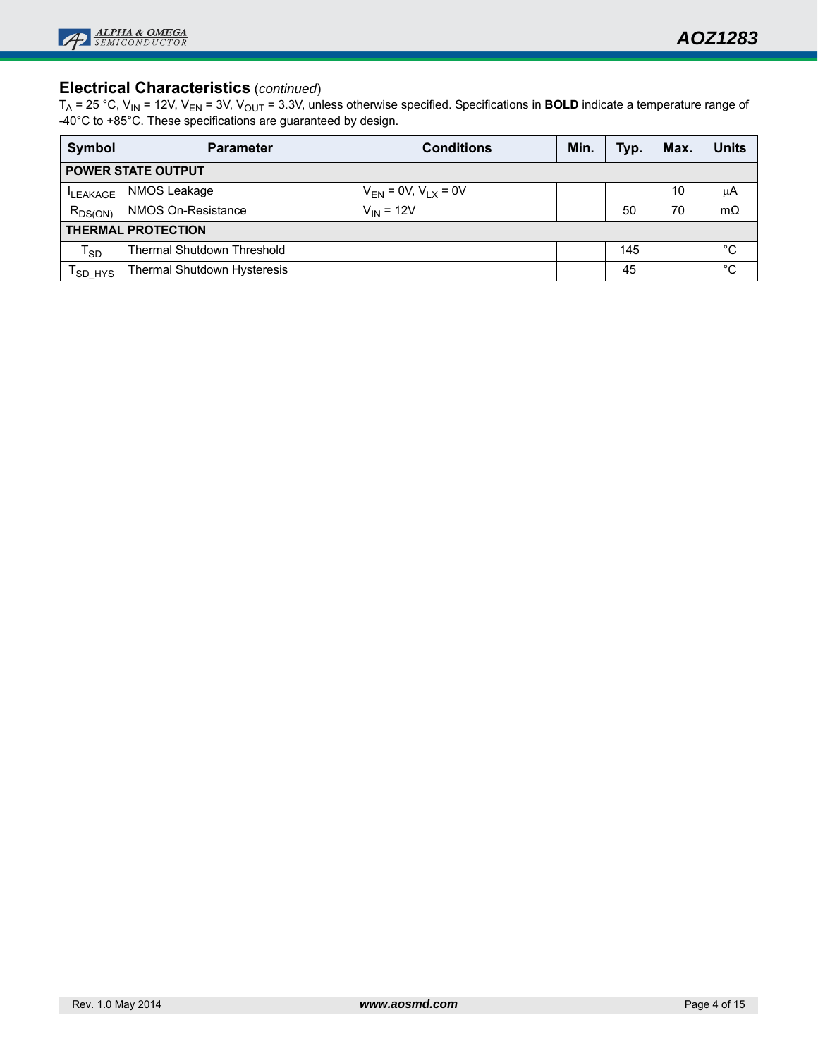## Electrical Characteristics (*continued*)

$T_A$ = 25 °C, $V_{IN}$ = 12V, $V_{EN}$ = 3V, $V_{OUT}$ = 3.3V, unless otherwise specified. Specifications in **BOLD** indicate a temperature range of -40°C to +85°C. These specifications are guaranteed by design.

| Symbol | Parameter | Conditions | Min. | Typ. | Max. | Units |
|---|---|---|---|---|---|---|
| **POWER STATE OUTPUT** | | | | | | |
| $I_{LEAKAGE}$ | NMOS Leakage | $V_{EN}$ = 0V, $V_{LX}$ = 0V | | | 10 | μA |
| $R_{DS(ON)}$ | NMOS On-Resistance | $V_{IN}$ = 12V | | 50 | 70 | mΩ |
| **THERMAL PROTECTION** | | | | | | |
| $T_{SD}$ | Thermal Shutdown Threshold | | | 145 | | °C |
| $T_{SD\_HYS}$ | Thermal Shutdown Hysteresis | | | 45 | | °C |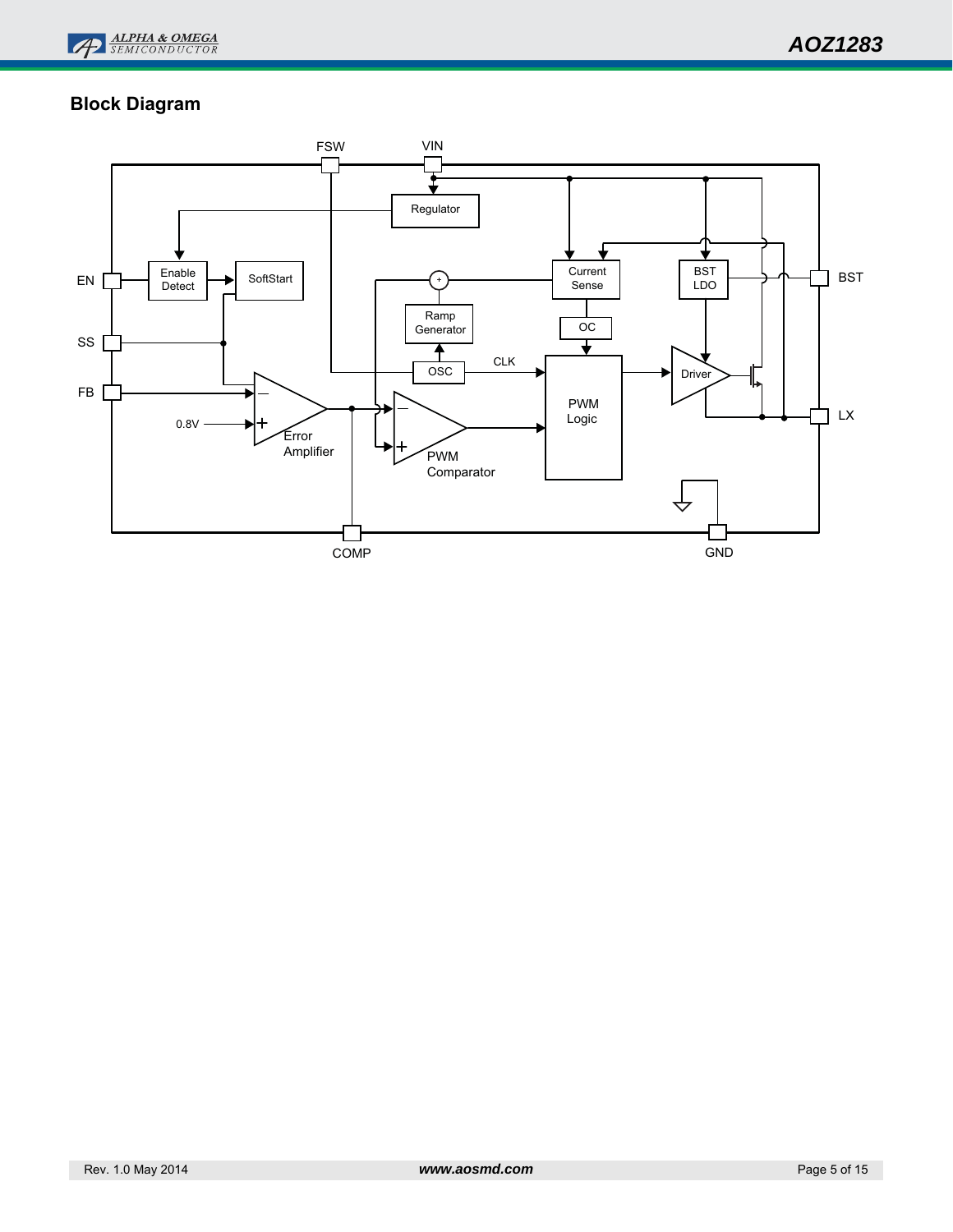## Block Diagram

FSW
VIN
Regulator
EN
Enable Detect
SoftStart
SS
FB
0.8V
Error Amplifier
Ramp Generator
OSC
CLK
PWM Comparator
Current Sense
OC
PWM Logic
BST LDO
Driver
BST
LX
COMP
GND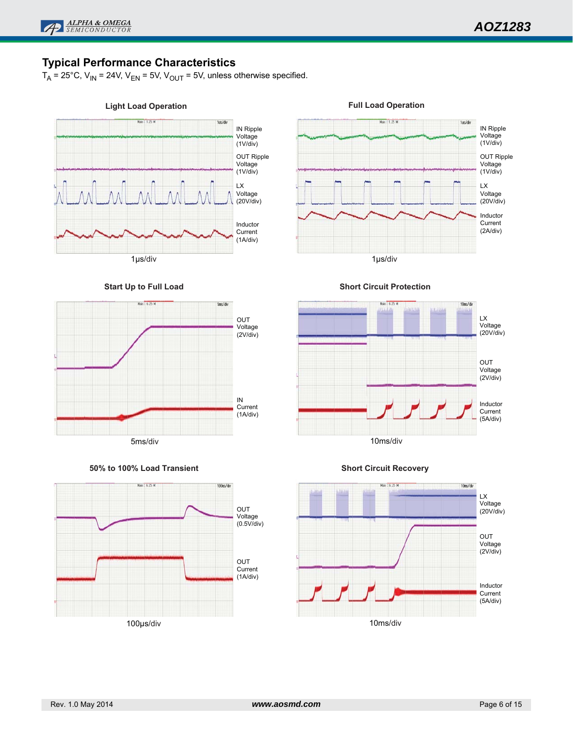## Typical Performance Characteristics

$T_A$ = 25°C, $V_{IN}$ = 24V, $V_{EN}$ = 5V, $V_{OUT}$ = 5V, unless otherwise specified.

**Light Load Operation**

IN Ripple Voltage (1V/div)

OUT Ripple Voltage (1V/div)

LX Voltage (20V/div)

Inductor Current (1A/div)

1μs/div

**Full Load Operation**

IN Ripple Voltage (1V/div)

OUT Ripple Voltage (1V/div)

LX Voltage (20V/div)

Inductor Current (2A/div)

1μs/div

**Start Up to Full Load**

OUT Voltage (2V/div)

IN Current (1A/div)

5ms/div

**Short Circuit Protection**

LX Voltage (20V/div)

OUT Voltage (2V/div)

Inductor Current (5A/div)

10ms/div

**50% to 100% Load Transient**

OUT Voltage (0.5V/div)

OUT Current (1A/div)

100μs/div

**Short Circuit Recovery**

LX Voltage (20V/div)

OUT Voltage (2V/div)

Inductor Current (5A/div)

10ms/div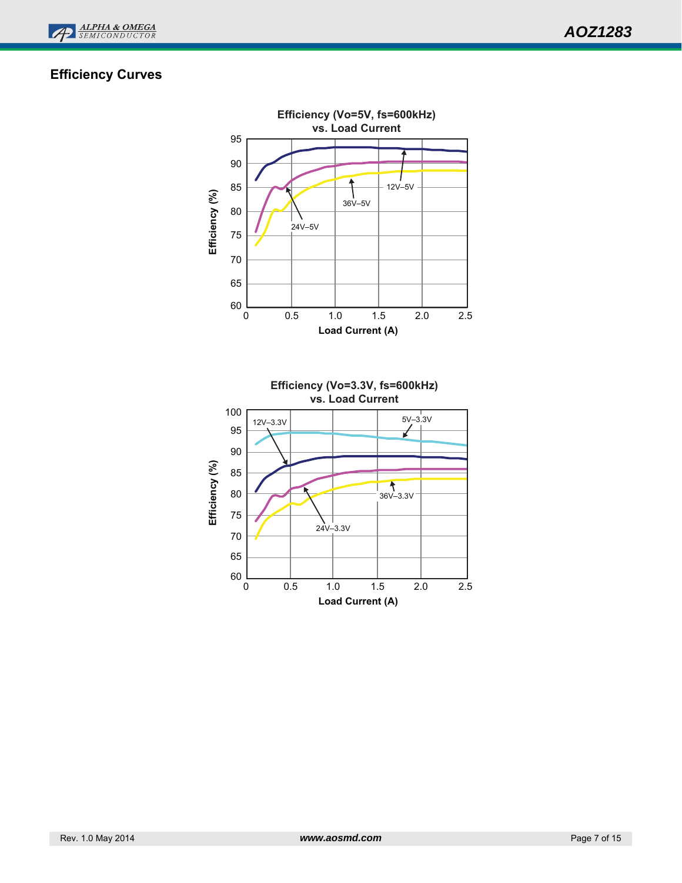## Efficiency Curves

**Efficiency (Vo=5V, fs=600kHz) vs. Load Current**

Efficiency (%)

95, 90, 85, 80, 75, 70, 65, 60

0, 0.5, 1.0, 1.5, 2.0, 2.5

Load Current (A)

12V–5V

36V–5V

24V–5V

**Efficiency (Vo=3.3V, fs=600kHz) vs. Load Current**

Efficiency (%)

100, 95, 90, 85, 80, 75, 70, 65, 60

0, 0.5, 1.0, 1.5, 2.0, 2.5

Load Current (A)

12V–3.3V

5V–3.3V

36V–3.3V

24V–3.3V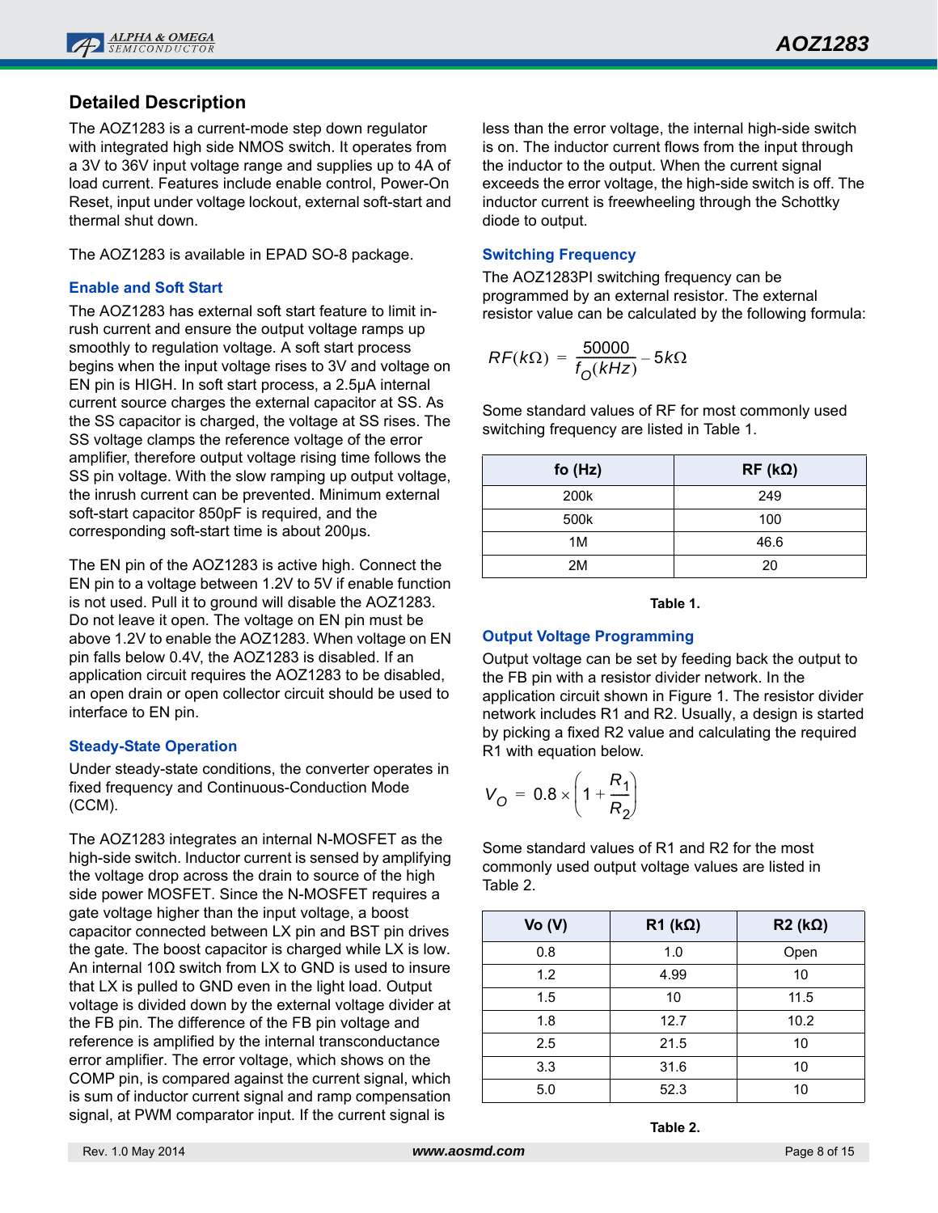## Detailed Description

The AOZ1283 is a current-mode step down regulator with integrated high side NMOS switch. It operates from a 3V to 36V input voltage range and supplies up to 4A of load current. Features include enable control, Power-On Reset, input under voltage lockout, external soft-start and thermal shut down.

The AOZ1283 is available in EPAD SO-8 package.

### Enable and Soft Start

The AOZ1283 has external soft start feature to limit in-rush current and ensure the output voltage ramps up smoothly to regulation voltage. A soft start process begins when the input voltage rises to 3V and voltage on EN pin is HIGH. In soft start process, a 2.5μA internal current source charges the external capacitor at SS. As the SS capacitor is charged, the voltage at SS rises. The SS voltage clamps the reference voltage of the error amplifier, therefore output voltage rising time follows the SS pin voltage. With the slow ramping up output voltage, the inrush current can be prevented. Minimum external soft-start capacitor 850pF is required, and the corresponding soft-start time is about 200μs.

The EN pin of the AOZ1283 is active high. Connect the EN pin to a voltage between 1.2V to 5V if enable function is not used. Pull it to ground will disable the AOZ1283. Do not leave it open. The voltage on EN pin must be above 1.2V to enable the AOZ1283. When voltage on EN pin falls below 0.4V, the AOZ1283 is disabled. If an application circuit requires the AOZ1283 to be disabled, an open drain or open collector circuit should be used to interface to EN pin.

### Steady-State Operation

Under steady-state conditions, the converter operates in fixed frequency and Continuous-Conduction Mode (CCM).

The AOZ1283 integrates an internal N-MOSFET as the high-side switch. Inductor current is sensed by amplifying the voltage drop across the drain to source of the high side power MOSFET. Since the N-MOSFET requires a gate voltage higher than the input voltage, a boost capacitor connected between LX pin and BST pin drives the gate. The boost capacitor is charged while LX is low. An internal 10Ω switch from LX to GND is used to insure that LX is pulled to GND even in the light load. Output voltage is divided down by the external voltage divider at the FB pin. The difference of the FB pin voltage and reference is amplified by the internal transconductance error amplifier. The error voltage, which shows on the COMP pin, is compared against the current signal, which is sum of inductor current signal and ramp compensation signal, at PWM comparator input. If the current signal is less than the error voltage, the internal high-side switch is on. The inductor current flows from the input through the inductor to the output. When the current signal exceeds the error voltage, the high-side switch is off. The inductor current is freewheeling through the Schottky diode to output.

### Switching Frequency

The AOZ1283PI switching frequency can be programmed by an external resistor. The external resistor value can be calculated by the following formula:

$$RF(k\Omega) = \frac{50000}{f_O(kHz)} - 5k\Omega$$

Some standard values of RF for most commonly used switching frequency are listed in Table 1.

| fo (Hz) | RF (kΩ) |
|---|---|
| 200k | 249 |
| 500k | 100 |
| 1M | 46.6 |
| 2M | 20 |

**Table 1.**

### Output Voltage Programming

Output voltage can be set by feeding back the output to the FB pin with a resistor divider network. In the application circuit shown in Figure 1. The resistor divider network includes R1 and R2. Usually, a design is started by picking a fixed R2 value and calculating the required R1 with equation below.

$$V_O = 0.8 \times \left(1 + \frac{R_1}{R_2}\right)$$

Some standard values of R1 and R2 for the most commonly used output voltage values are listed in Table 2.

| Vo (V) | R1 (kΩ) | R2 (kΩ) |
|---|---|---|
| 0.8 | 1.0 | Open |
| 1.2 | 4.99 | 10 |
| 1.5 | 10 | 11.5 |
| 1.8 | 12.7 | 10.2 |
| 2.5 | 21.5 | 10 |
| 3.3 | 31.6 | 10 |
| 5.0 | 52.3 | 10 |

**Table 2.**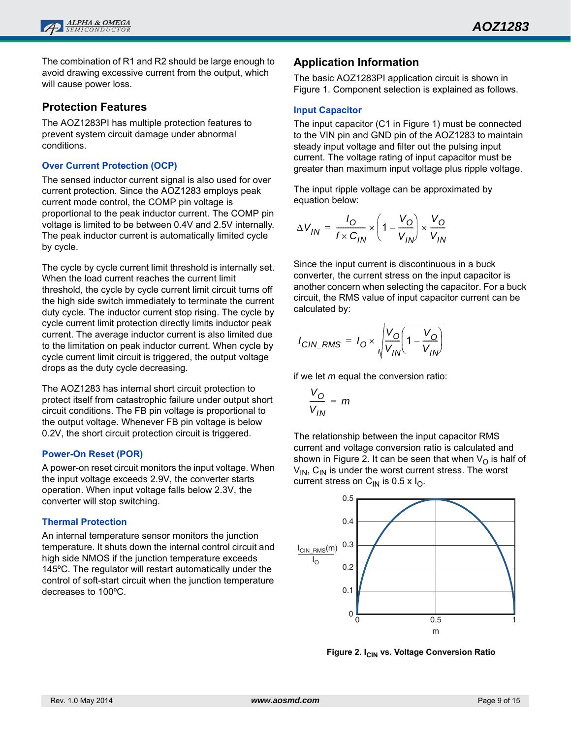The combination of R1 and R2 should be large enough to avoid drawing excessive current from the output, which will cause power loss.

## Protection Features

The AOZ1283PI has multiple protection features to prevent system circuit damage under abnormal conditions.

### Over Current Protection (OCP)

The sensed inductor current signal is also used for over current protection. Since the AOZ1283 employs peak current mode control, the COMP pin voltage is proportional to the peak inductor current. The COMP pin voltage is limited to be between 0.4V and 2.5V internally. The peak inductor current is automatically limited cycle by cycle.

The cycle by cycle current limit threshold is internally set. When the load current reaches the current limit threshold, the cycle by cycle current limit circuit turns off the high side switch immediately to terminate the current duty cycle. The inductor current stop rising. The cycle by cycle current limit protection directly limits inductor peak current. The average inductor current is also limited due to the limitation on peak inductor current. When cycle by cycle current limit circuit is triggered, the output voltage drops as the duty cycle decreasing.

The AOZ1283 has internal short circuit protection to protect itself from catastrophic failure under output short circuit conditions. The FB pin voltage is proportional to the output voltage. Whenever FB pin voltage is below 0.2V, the short circuit protection circuit is triggered.

### Power-On Reset (POR)

A power-on reset circuit monitors the input voltage. When the input voltage exceeds 2.9V, the converter starts operation. When input voltage falls below 2.3V, the converter will stop switching.

### Thermal Protection

An internal temperature sensor monitors the junction temperature. It shuts down the internal control circuit and high side NMOS if the junction temperature exceeds 145ºC. The regulator will restart automatically under the control of soft-start circuit when the junction temperature decreases to 100ºC.

## Application Information

The basic AOZ1283PI application circuit is shown in Figure 1. Component selection is explained as follows.

### Input Capacitor

The input capacitor (C1 in Figure 1) must be connected to the VIN pin and GND pin of the AOZ1283 to maintain steady input voltage and filter out the pulsing input current. The voltage rating of input capacitor must be greater than maximum input voltage plus ripple voltage.

The input ripple voltage can be approximated by equation below:

$$\Delta V_{IN} = \frac{I_O}{f \times C_{IN}} \times \left(1 - \frac{V_O}{V_{IN}}\right) \times \frac{V_O}{V_{IN}}$$

Since the input current is discontinuous in a buck converter, the current stress on the input capacitor is another concern when selecting the capacitor. For a buck circuit, the RMS value of input capacitor current can be calculated by:

$$I_{CIN\_RMS} = I_O \times \sqrt{\frac{V_O}{V_{IN}}\left(1 - \frac{V_O}{V_{IN}}\right)}$$

if we let *m* equal the conversion ratio:

$$\frac{V_O}{V_{IN}} = m$$

The relationship between the input capacitor RMS current and voltage conversion ratio is calculated and shown in Figure 2. It can be seen that when $V_O$ is half of $V_{IN}$, $C_{IN}$ is under the worst current stress. The worst current stress on $C_{IN}$ is 0.5 x $I_O$.

**Figure 2. $I_{CIN}$ vs. Voltage Conversion Ratio**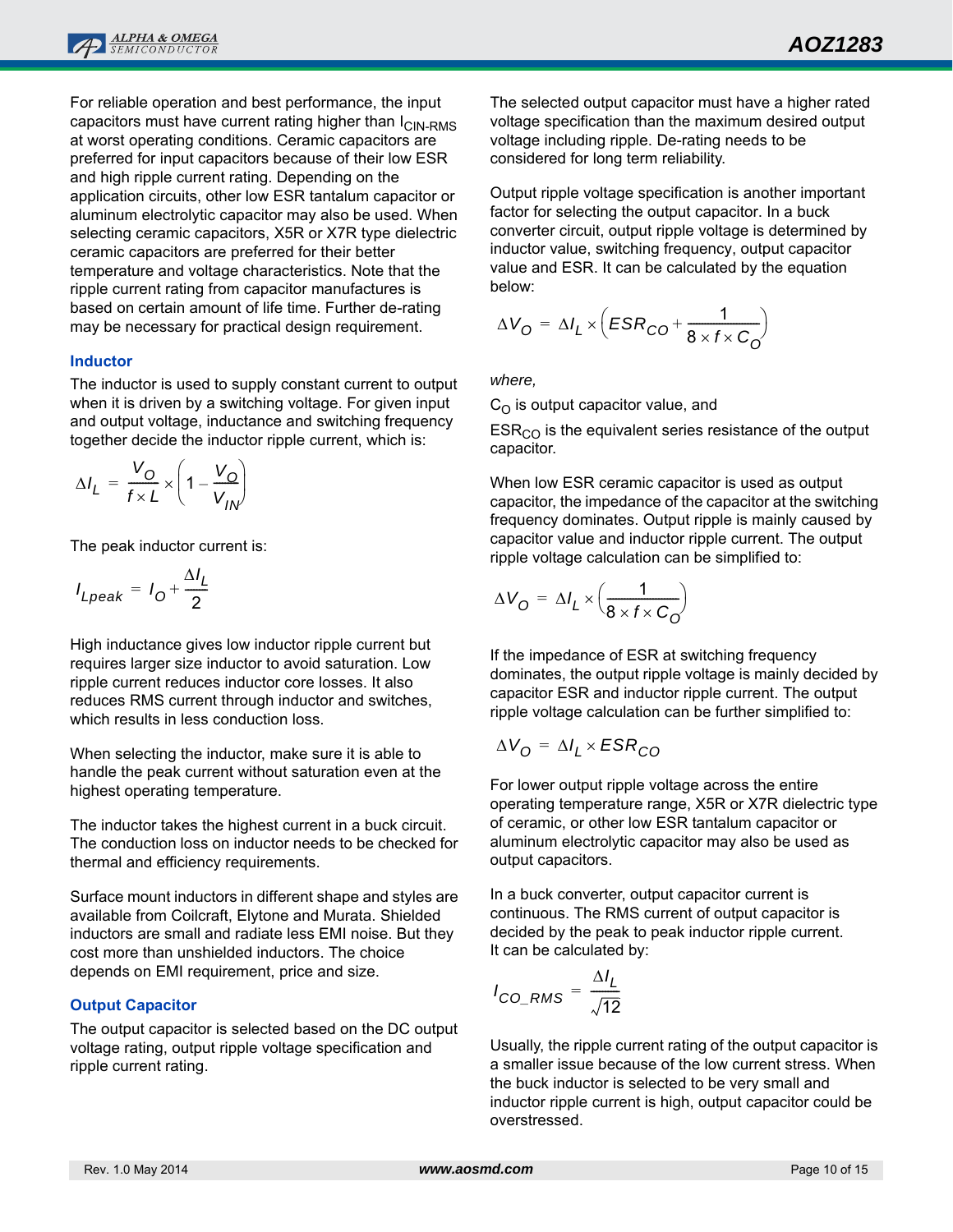For reliable operation and best performance, the input capacitors must have current rating higher than $I_{CIN-RMS}$ at worst operating conditions. Ceramic capacitors are preferred for input capacitors because of their low ESR and high ripple current rating. Depending on the application circuits, other low ESR tantalum capacitor or aluminum electrolytic capacitor may also be used. When selecting ceramic capacitors, X5R or X7R type dielectric ceramic capacitors are preferred for their better temperature and voltage characteristics. Note that the ripple current rating from capacitor manufactures is based on certain amount of life time. Further de-rating may be necessary for practical design requirement.

### Inductor

The inductor is used to supply constant current to output when it is driven by a switching voltage. For given input and output voltage, inductance and switching frequency together decide the inductor ripple current, which is:

$$\Delta I_L = \frac{V_O}{f \times L} \times \left(1 - \frac{V_O}{V_{IN}}\right)$$

The peak inductor current is:

$$I_{Lpeak} = I_O + \frac{\Delta I_L}{2}$$

High inductance gives low inductor ripple current but requires larger size inductor to avoid saturation. Low ripple current reduces inductor core losses. It also reduces RMS current through inductor and switches, which results in less conduction loss.

When selecting the inductor, make sure it is able to handle the peak current without saturation even at the highest operating temperature.

The inductor takes the highest current in a buck circuit. The conduction loss on inductor needs to be checked for thermal and efficiency requirements.

Surface mount inductors in different shape and styles are available from Coilcraft, Elytone and Murata. Shielded inductors are small and radiate less EMI noise. But they cost more than unshielded inductors. The choice depends on EMI requirement, price and size.

### Output Capacitor

The output capacitor is selected based on the DC output voltage rating, output ripple voltage specification and ripple current rating.

The selected output capacitor must have a higher rated voltage specification than the maximum desired output voltage including ripple. De-rating needs to be considered for long term reliability.

Output ripple voltage specification is another important factor for selecting the output capacitor. In a buck converter circuit, output ripple voltage is determined by inductor value, switching frequency, output capacitor value and ESR. It can be calculated by the equation below:

$$\Delta V_O = \Delta I_L \times \left(ESR_{CO} + \frac{1}{8 \times f \times C_O}\right)$$

*where,*

$C_O$ is output capacitor value, and

$ESR_{CO}$ is the equivalent series resistance of the output capacitor.

When low ESR ceramic capacitor is used as output capacitor, the impedance of the capacitor at the switching frequency dominates. Output ripple is mainly caused by capacitor value and inductor ripple current. The output ripple voltage calculation can be simplified to:

$$\Delta V_O = \Delta I_L \times \left(\frac{1}{8 \times f \times C_O}\right)$$

If the impedance of ESR at switching frequency dominates, the output ripple voltage is mainly decided by capacitor ESR and inductor ripple current. The output ripple voltage calculation can be further simplified to:

$$\Delta V_O = \Delta I_L \times ESR_{CO}$$

For lower output ripple voltage across the entire operating temperature range, X5R or X7R dielectric type of ceramic, or other low ESR tantalum capacitor or aluminum electrolytic capacitor may also be used as output capacitors.

In a buck converter, output capacitor current is continuous. The RMS current of output capacitor is decided by the peak to peak inductor ripple current. It can be calculated by:

$$I_{CO\_RMS} = \frac{\Delta I_L}{\sqrt{12}}$$

Usually, the ripple current rating of the output capacitor is a smaller issue because of the low current stress. When the buck inductor is selected to be very small and inductor ripple current is high, output capacitor could be overstressed.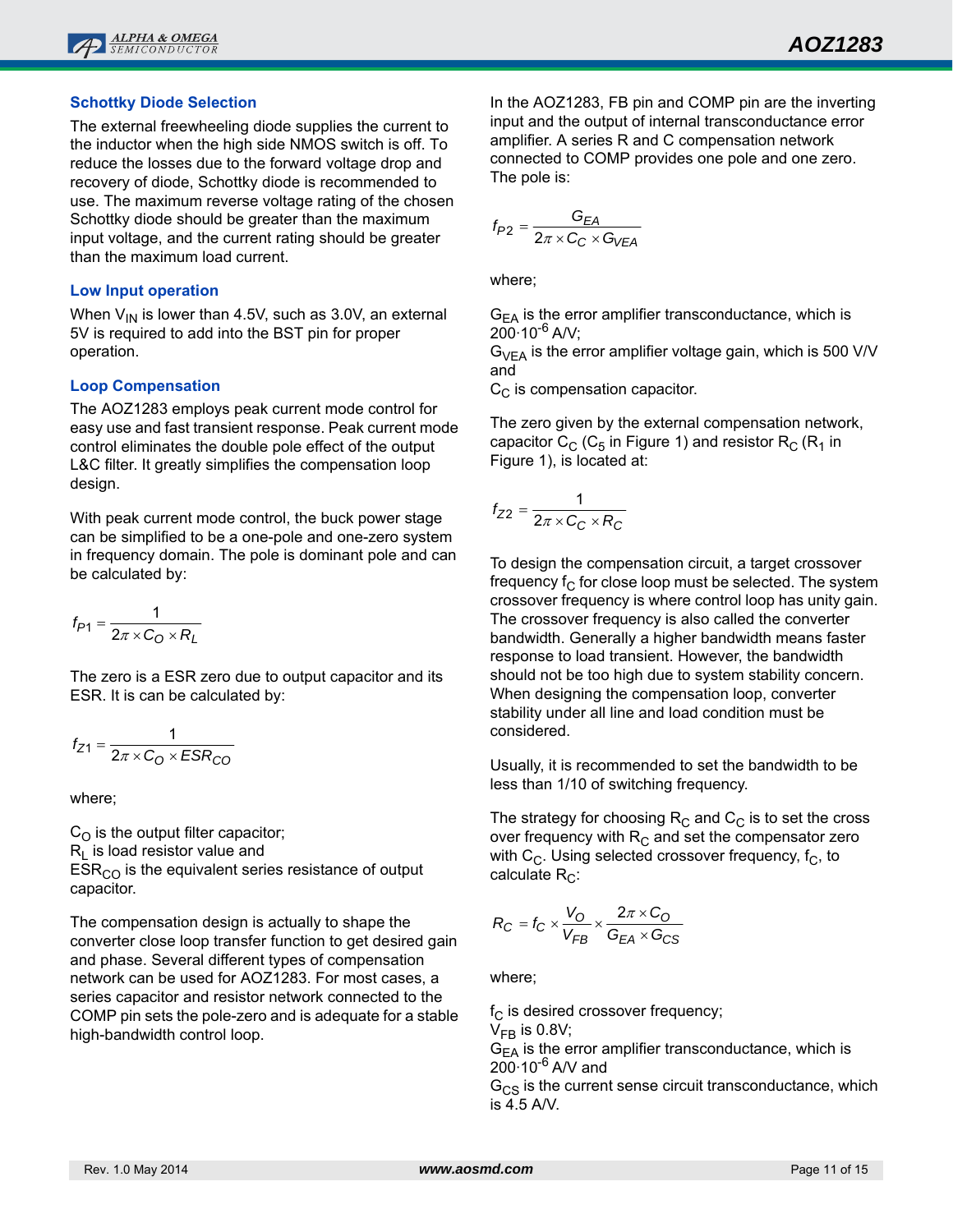## Schottky Diode Selection

The external freewheeling diode supplies the current to the inductor when the high side NMOS switch is off. To reduce the losses due to the forward voltage drop and recovery of diode, Schottky diode is recommended to use. The maximum reverse voltage rating of the chosen Schottky diode should be greater than the maximum input voltage, and the current rating should be greater than the maximum load current.

## Low Input operation

When $V_{IN}$ is lower than 4.5V, such as 3.0V, an external 5V is required to add into the BST pin for proper operation.

## Loop Compensation

The AOZ1283 employs peak current mode control for easy use and fast transient response. Peak current mode control eliminates the double pole effect of the output L&C filter. It greatly simplifies the compensation loop design.

With peak current mode control, the buck power stage can be simplified to be a one-pole and one-zero system in frequency domain. The pole is dominant pole and can be calculated by:

$$f_{P1} = \frac{1}{2\pi \times C_O \times R_L}$$

The zero is a ESR zero due to output capacitor and its ESR. It is can be calculated by:

$$f_{Z1} = \frac{1}{2\pi \times C_O \times ESR_{CO}}$$

where;

$C_O$ is the output filter capacitor;
$R_L$ is load resistor value and
$ESR_{CO}$ is the equivalent series resistance of output capacitor.

The compensation design is actually to shape the converter close loop transfer function to get desired gain and phase. Several different types of compensation network can be used for AOZ1283. For most cases, a series capacitor and resistor network connected to the COMP pin sets the pole-zero and is adequate for a stable high-bandwidth control loop.

In the AOZ1283, FB pin and COMP pin are the inverting input and the output of internal transconductance error amplifier. A series R and C compensation network connected to COMP provides one pole and one zero. The pole is:

$$f_{P2} = \frac{G_{EA}}{2\pi \times C_C \times G_{VEA}}$$

where;

$G_{EA}$ is the error amplifier transconductance, which is $200 \cdot 10^{-6}$ A/V;
$G_{VEA}$ is the error amplifier voltage gain, which is 500 V/V and
$C_C$ is compensation capacitor.

The zero given by the external compensation network, capacitor $C_C$ ($C_5$ in Figure 1) and resistor $R_C$ ($R_1$ in Figure 1), is located at:

$$f_{Z2} = \frac{1}{2\pi \times C_C \times R_C}$$

To design the compensation circuit, a target crossover frequency $f_C$ for close loop must be selected. The system crossover frequency is where control loop has unity gain. The crossover frequency is also called the converter bandwidth. Generally a higher bandwidth means faster response to load transient. However, the bandwidth should not be too high due to system stability concern. When designing the compensation loop, converter stability under all line and load condition must be considered.

Usually, it is recommended to set the bandwidth to be less than 1/10 of switching frequency.

The strategy for choosing $R_C$ and $C_C$ is to set the cross over frequency with $R_C$ and set the compensator zero with $C_C$. Using selected crossover frequency, $f_C$, to calculate $R_C$:

$$R_C = f_C \times \frac{V_O}{V_{FB}} \times \frac{2\pi \times C_O}{G_{EA} \times G_{CS}}$$

where;

$f_C$ is desired crossover frequency;
$V_{FB}$ is 0.8V;
$G_{EA}$ is the error amplifier transconductance, which is $200 \cdot 10^{-6}$ A/V and
$G_{CS}$ is the current sense circuit transconductance, which is 4.5 A/V.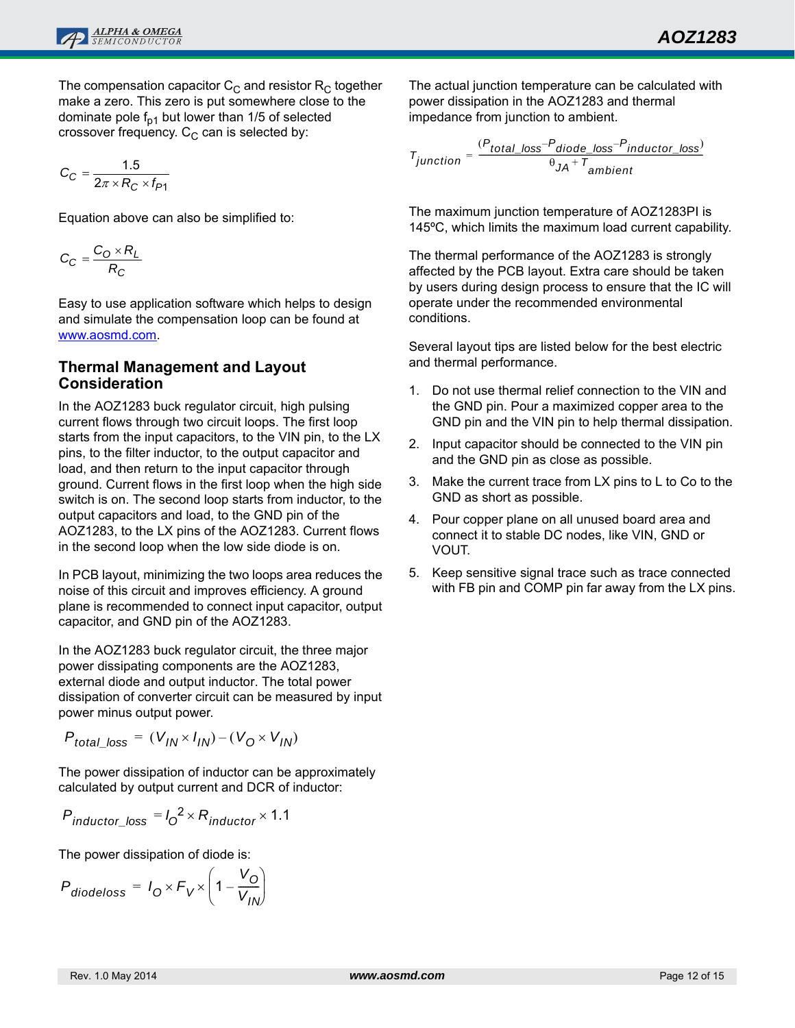The compensation capacitor $C_C$ and resistor $R_C$ together make a zero. This zero is put somewhere close to the dominate pole $f_{p1}$ but lower than 1/5 of selected crossover frequency. $C_C$ can is selected by:

$$C_C = \frac{1.5}{2\pi \times R_C \times f_{P1}}$$

Equation above can also be simplified to:

$$C_C = \frac{C_O \times R_L}{R_C}$$

Easy to use application software which helps to design and simulate the compensation loop can be found at www.aosmd.com.

## Thermal Management and Layout Consideration

In the AOZ1283 buck regulator circuit, high pulsing current flows through two circuit loops. The first loop starts from the input capacitors, to the VIN pin, to the LX pins, to the filter inductor, to the output capacitor and load, and then return to the input capacitor through ground. Current flows in the first loop when the high side switch is on. The second loop starts from inductor, to the output capacitors and load, to the GND pin of the AOZ1283, to the LX pins of the AOZ1283. Current flows in the second loop when the low side diode is on.

In PCB layout, minimizing the two loops area reduces the noise of this circuit and improves efficiency. A ground plane is recommended to connect input capacitor, output capacitor, and GND pin of the AOZ1283.

In the AOZ1283 buck regulator circuit, the three major power dissipating components are the AOZ1283, external diode and output inductor. The total power dissipation of converter circuit can be measured by input power minus output power.

$$P_{total\_loss} = (V_{IN} \times I_{IN}) - (V_O \times V_{IN})$$

The power dissipation of inductor can be approximately calculated by output current and DCR of inductor:

$$P_{inductor\_loss} = I_O^2 \times R_{inductor} \times 1.1$$

The power dissipation of diode is:

$$P_{diodeloss} = I_O \times F_V \times \left(1 - \frac{V_O}{V_{IN}}\right)$$

The actual junction temperature can be calculated with power dissipation in the AOZ1283 and thermal impedance from junction to ambient.

$$T_{junction} = \frac{(P_{total\_loss} - P_{diode\_loss} - P_{inductor\_loss})}{\theta_{JA} + T_{ambient}}$$

The maximum junction temperature of AOZ1283PI is 145ºC, which limits the maximum load current capability.

The thermal performance of the AOZ1283 is strongly affected by the PCB layout. Extra care should be taken by users during design process to ensure that the IC will operate under the recommended environmental conditions.

Several layout tips are listed below for the best electric and thermal performance.

1. Do not use thermal relief connection to the VIN and the GND pin. Pour a maximized copper area to the GND pin and the VIN pin to help thermal dissipation.
2. Input capacitor should be connected to the VIN pin and the GND pin as close as possible.
3. Make the current trace from LX pins to L to Co to the GND as short as possible.
4. Pour copper plane on all unused board area and connect it to stable DC nodes, like VIN, GND or VOUT.
5. Keep sensitive signal trace such as trace connected with FB pin and COMP pin far away from the LX pins.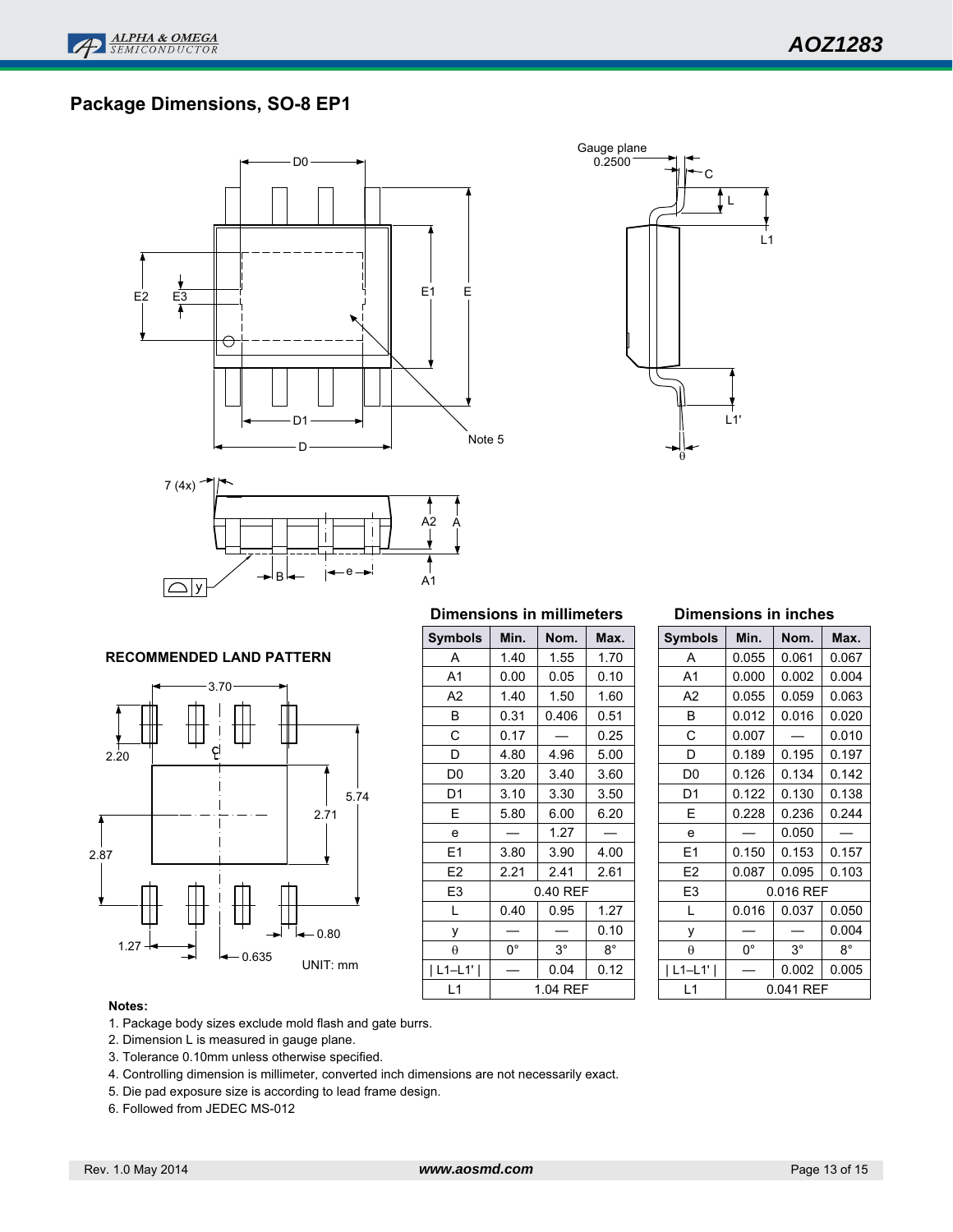## Package Dimensions, SO-8 EP1

RECOMMENDED LAND PATTERN

UNIT: mm

**Dimensions in millimeters**

| Symbols | Min. | Nom. | Max. |
|---|---|---|---|
| A | 1.40 | 1.55 | 1.70 |
| A1 | 0.00 | 0.05 | 0.10 |
| A2 | 1.40 | 1.50 | 1.60 |
| B | 0.31 | 0.406 | 0.51 |
| C | 0.17 | — | 0.25 |
| D | 4.80 | 4.96 | 5.00 |
| D0 | 3.20 | 3.40 | 3.60 |
| D1 | 3.10 | 3.30 | 3.50 |
| E | 5.80 | 6.00 | 6.20 |
| e | — | 1.27 | — |
| E1 | 3.80 | 3.90 | 4.00 |
| E2 | 2.21 | 2.41 | 2.61 |
| E3 | 0.40 REF | | |
| L | 0.40 | 0.95 | 1.27 |
| y | — | — | 0.10 |
| θ | 0° | 3° | 8° |
| \| L1–L1' \| | — | 0.04 | 0.12 |
| L1 | 1.04 REF | | |

**Dimensions in inches**

| Symbols | Min. | Nom. | Max. |
|---|---|---|---|
| A | 0.055 | 0.061 | 0.067 |
| A1 | 0.000 | 0.002 | 0.004 |
| A2 | 0.055 | 0.059 | 0.063 |
| B | 0.012 | 0.016 | 0.020 |
| C | 0.007 | — | 0.010 |
| D | 0.189 | 0.195 | 0.197 |
| D0 | 0.126 | 0.134 | 0.142 |
| D1 | 0.122 | 0.130 | 0.138 |
| E | 0.228 | 0.236 | 0.244 |
| e | — | 0.050 | — |
| E1 | 0.150 | 0.153 | 0.157 |
| E2 | 0.087 | 0.095 | 0.103 |
| E3 | 0.016 REF | | |
| L | 0.016 | 0.037 | 0.050 |
| y | — | — | 0.004 |
| θ | 0° | 3° | 8° |
| \| L1–L1' \| | — | 0.002 | 0.005 |
| L1 | 0.041 REF | | |

**Notes:**

1. Package body sizes exclude mold flash and gate burrs.
2. Dimension L is measured in gauge plane.
3. Tolerance 0.10mm unless otherwise specified.
4. Controlling dimension is millimeter, converted inch dimensions are not necessarily exact.
5. Die pad exposure size is according to lead frame design.
6. Followed from JEDEC MS-012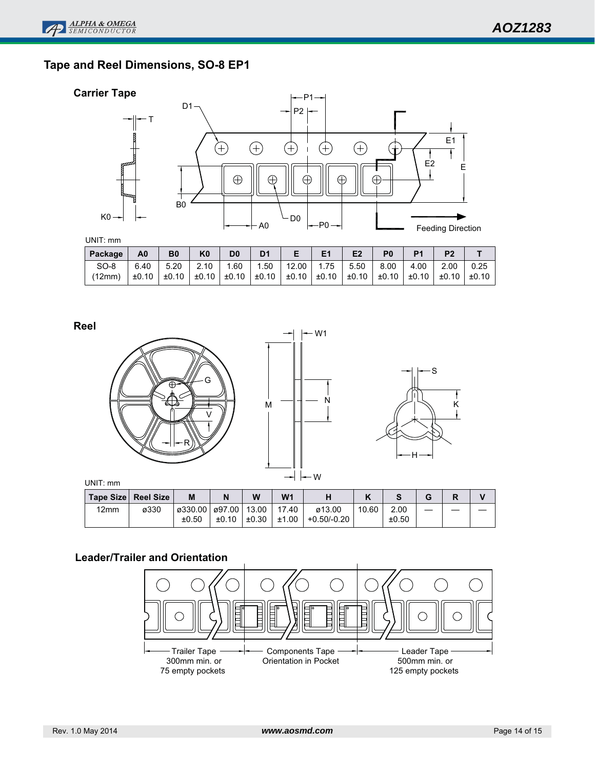## Tape and Reel Dimensions, SO-8 EP1

### Carrier Tape

UNIT: mm

| Package | A0 | B0 | K0 | D0 | D1 | E | E1 | E2 | P0 | P1 | P2 | T |
|---|---|---|---|---|---|---|---|---|---|---|---|---|
| SO-8 (12mm) | 6.40 ±0.10 | 5.20 ±0.10 | 2.10 ±0.10 | 1.60 ±0.10 | 1.50 ±0.10 | 12.00 ±0.10 | 1.75 ±0.10 | 5.50 ±0.10 | 8.00 ±0.10 | 4.00 ±0.10 | 2.00 ±0.10 | 0.25 ±0.10 |

### Reel

UNIT: mm

| Tape Size | Reel Size | M | N | W | W1 | H | K | S | G | R | V |
|---|---|---|---|---|---|---|---|---|---|---|---|
| 12mm | ø330 | ø330.00 ±0.50 | ø97.00 ±0.10 | 13.00 ±0.30 | 17.40 ±1.00 | ø13.00 +0.50/-0.20 | 10.60 | 2.00 ±0.50 | — | — | — |

### Leader/Trailer and Orientation

Trailer Tape 300mm min. or 75 empty pockets

Components Tape Orientation in Pocket

Leader Tape 500mm min. or 125 empty pockets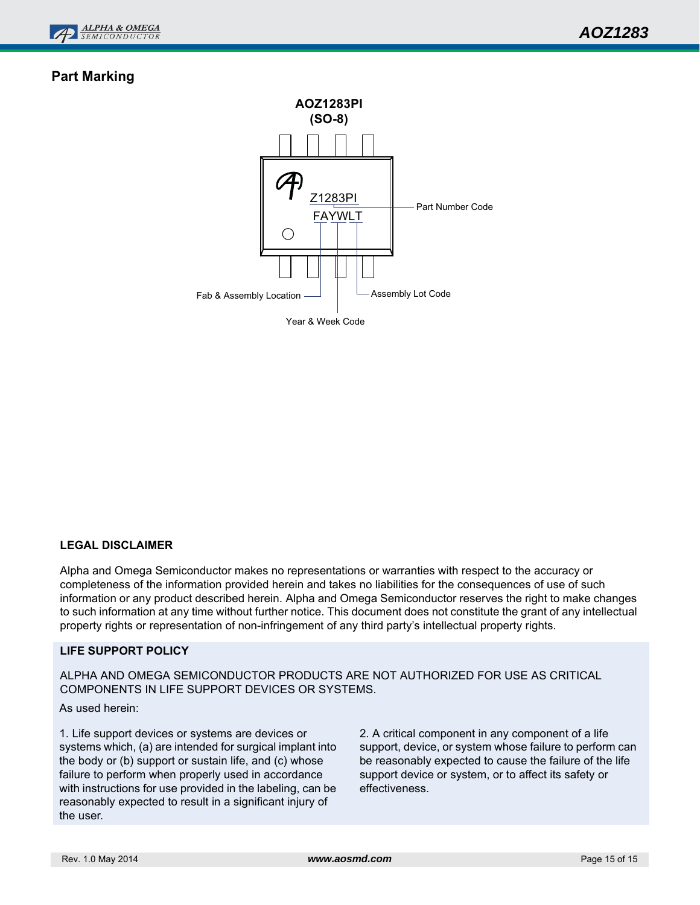## Part Marking

AOZ1283PI
(SO-8)

Z1283PI

FAYWLT

Part Number Code

Fab & Assembly Location

Year & Week Code

Assembly Lot Code

### LEGAL DISCLAIMER

Alpha and Omega Semiconductor makes no representations or warranties with respect to the accuracy or completeness of the information provided herein and takes no liabilities for the consequences of use of such information or any product described herein. Alpha and Omega Semiconductor reserves the right to make changes to such information at any time without further notice. This document does not constitute the grant of any intellectual property rights or representation of non-infringement of any third party's intellectual property rights.

### LIFE SUPPORT POLICY

ALPHA AND OMEGA SEMICONDUCTOR PRODUCTS ARE NOT AUTHORIZED FOR USE AS CRITICAL COMPONENTS IN LIFE SUPPORT DEVICES OR SYSTEMS.

As used herein:

1. Life support devices or systems are devices or systems which, (a) are intended for surgical implant into the body or (b) support or sustain life, and (c) whose failure to perform when properly used in accordance with instructions for use provided in the labeling, can be reasonably expected to result in a significant injury of the user.

2. A critical component in any component of a life support, device, or system whose failure to perform can be reasonably expected to cause the failure of the life support device or system, or to affect its safety or effectiveness.